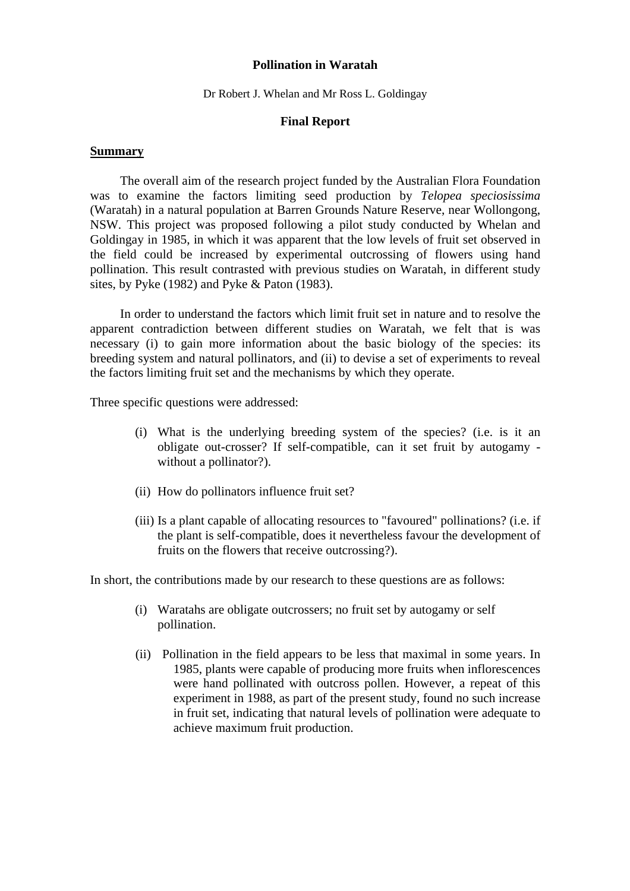# Pollination in Waratah

Dr Robert J. Whelan and Mr Ross L. Goldingay

## Final Report

## Summary

The overall aim of the research project funded by the Australian Flora Foundation was to examine the factors limiting seed production by *Telopea speciosissima* (Waratah) in a natural population at Barren Grounds Nature Reserve, near Wollongong, NSW. This project was proposed following a pilot study conducted by Whelan and Goldingay in 1985, in which it was apparent that the low levels of fruit set observed in the field could be increased by experimental outcrossing of flowers using hand pollination. This result contrasted with previous studies on Waratah, in different study sites, by Pyke (1982) and Pyke & Paton (1983).

In order to understand the factors which limit fruit set in nature and to resolve the apparent contradiction between different studies on Waratah, we felt that is was necessary (i) to gain more information about the basic biology of the species: its breeding system and natural pollinators, and (ii) to devise a set of experiments to reveal the factors limiting fruit set and the mechanisms by which they operate.

Three specific questions were addressed:

- (i) What is the underlying breeding system of the species? (i.e. is it an obligate out-crosser? If self-compatible, can it set fruit by autogamy - without a pollinator?).
- (ii) How do pollinators influence fruit set?
- (iii) Is a plant capable of allocating resources to "favoured" pollinations? (i.e. if the plant is self-compatible, does it nevertheless favour the development of fruits on the flowers that receive outcrossing?).

In short, the contributions made by our research to these questions are as follows:

- (i) Waratahs are obligate outcrossers; no fruit set by autogamy or self pollination.
- (ii) Pollination in the field appears to be less that maximal in some years. In 1985, plants were capable of producing more fruits when inflorescences were hand pollinated with outcross pollen. However, a repeat of this experiment in 1988, as part of the present study, found no such increase in fruit set, indicating that natural levels of pollination were adequate to achieve maximum fruit production.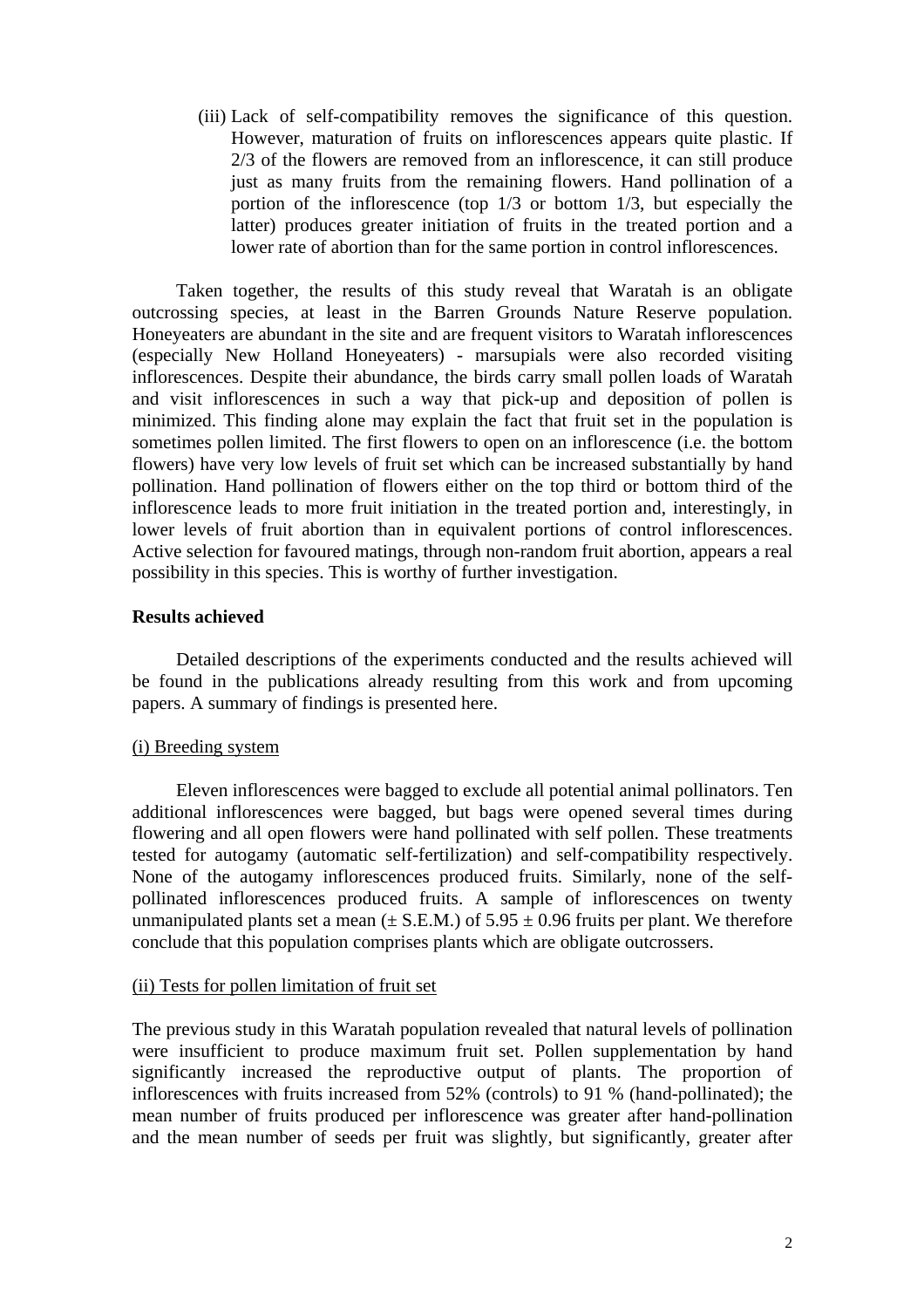(iii) Lack of self-compatibility removes the significance of this question. However, maturation of fruits on inflorescences appears quite plastic. If 2/3 of the flowers are removed from an inflorescence, it can still produce just as many fruits from the remaining flowers. Hand pollination of a portion of the inflorescence (top 1/3 or bottom 1/3, but especially the latter) produces greater initiation of fruits in the treated portion and a lower rate of abortion than for the same portion in control inflorescences.

Taken together, the results of this study reveal that Waratah is an obligate outcrossing species, at least in the Barren Grounds Nature Reserve population. Honeyeaters are abundant in the site and are frequent visitors to Waratah inflorescences (especially New Holland Honeyeaters) - marsupials were also recorded visiting inflorescences. Despite their abundance, the birds carry small pollen loads of Waratah and visit inflorescences in such a way that pick-up and deposition of pollen is minimized. This finding alone may explain the fact that fruit set in the population is sometimes pollen limited. The first flowers to open on an inflorescence (i.e. the bottom flowers) have very low levels of fruit set which can be increased substantially by hand pollination. Hand pollination of flowers either on the top third or bottom third of the inflorescence leads to more fruit initiation in the treated portion and, interestingly, in lower levels of fruit abortion than in equivalent portions of control inflorescences. Active selection for favoured matings, through non-random fruit abortion, appears a real possibility in this species. This is worthy of further investigation.

### Results achieved

Detailed descriptions of the experiments conducted and the results achieved will be found in the publications already resulting from this work and from upcoming papers. A summary of findings is presented here.

(i) Breeding system

Eleven inflorescences were bagged to exclude all potential animal pollinators. Ten additional inflorescences were bagged, but bags were opened several times during flowering and all open flowers were hand pollinated with self pollen. These treatments tested for autogamy (automatic self-fertilization) and self-compatibility respectively. None of the autogamy inflorescences produced fruits. Similarly, none of the self-pollinated inflorescences produced fruits. A sample of inflorescences on twenty unmanipulated plants set a mean (± S.E.M.) of $5.95 \pm 0.96$ fruits per plant. We therefore conclude that this population comprises plants which are obligate outcrossers.

(ii) Tests for pollen limitation of fruit set

The previous study in this Waratah population revealed that natural levels of pollination were insufficient to produce maximum fruit set. Pollen supplementation by hand significantly increased the reproductive output of plants. The proportion of inflorescences with fruits increased from 52% (controls) to 91 % (hand-pollinated); the mean number of fruits produced per inflorescence was greater after hand-pollination and the mean number of seeds per fruit was slightly, but significantly, greater after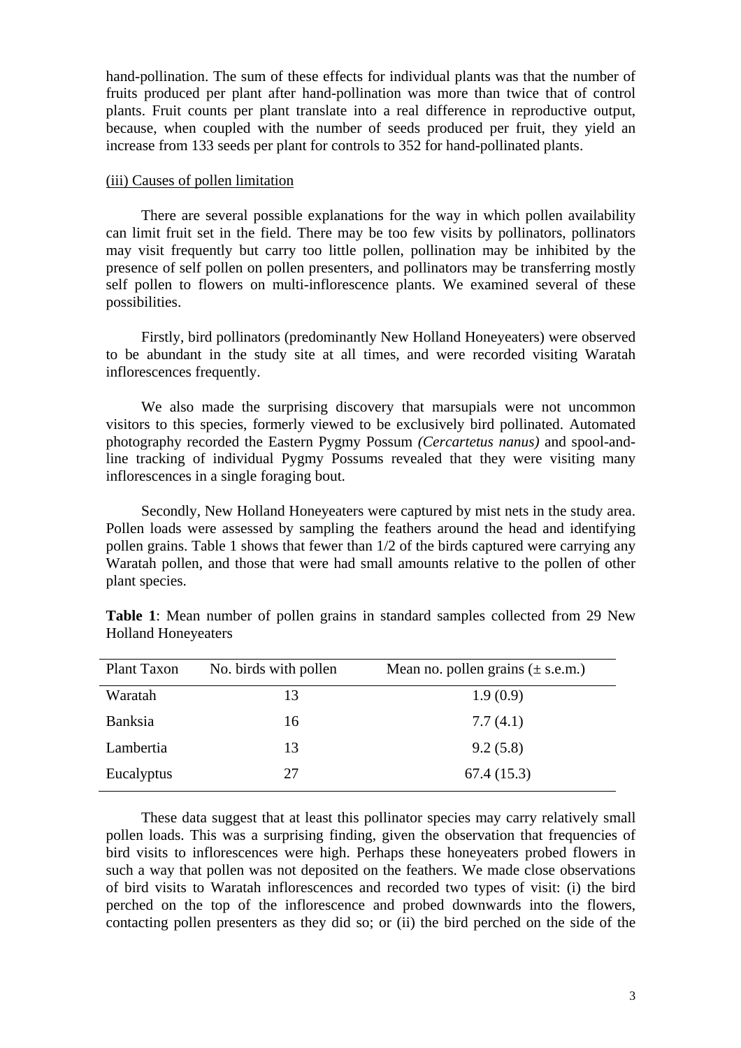hand-pollination. The sum of these effects for individual plants was that the number of fruits produced per plant after hand-pollination was more than twice that of control plants. Fruit counts per plant translate into a real difference in reproductive output, because, when coupled with the number of seeds produced per fruit, they yield an increase from 133 seeds per plant for controls to 352 for hand-pollinated plants.

<u>(iii) Causes of pollen limitation</u>

There are several possible explanations for the way in which pollen availability can limit fruit set in the field. There may be too few visits by pollinators, pollinators may visit frequently but carry too little pollen, pollination may be inhibited by the presence of self pollen on pollen presenters, and pollinators may be transferring mostly self pollen to flowers on multi-inflorescence plants. We examined several of these possibilities.

Firstly, bird pollinators (predominantly New Holland Honeyeaters) were observed to be abundant in the study site at all times, and were recorded visiting Waratah inflorescences frequently.

We also made the surprising discovery that marsupials were not uncommon visitors to this species, formerly viewed to be exclusively bird pollinated. Automated photography recorded the Eastern Pygmy Possum *(Cercartetus nanus)* and spool-and-line tracking of individual Pygmy Possums revealed that they were visiting many inflorescences in a single foraging bout.

Secondly, New Holland Honeyeaters were captured by mist nets in the study area. Pollen loads were assessed by sampling the feathers around the head and identifying pollen grains. Table 1 shows that fewer than 1/2 of the birds captured were carrying any Waratah pollen, and those that were had small amounts relative to the pollen of other plant species.

**Table 1**: Mean number of pollen grains in standard samples collected from 29 New Holland Honeyeaters

| Plant Taxon | No. birds with pollen | Mean no. pollen grains (± s.e.m.) |
|---|---|---|
| Waratah | 13 | 1.9 (0.9) |
| Banksia | 16 | 7.7 (4.1) |
| Lambertia | 13 | 9.2 (5.8) |
| Eucalyptus | 27 | 67.4 (15.3) |

These data suggest that at least this pollinator species may carry relatively small pollen loads. This was a surprising finding, given the observation that frequencies of bird visits to inflorescences were high. Perhaps these honeyeaters probed flowers in such a way that pollen was not deposited on the feathers. We made close observations of bird visits to Waratah inflorescences and recorded two types of visit: (i) the bird perched on the top of the inflorescence and probed downwards into the flowers, contacting pollen presenters as they did so; or (ii) the bird perched on the side of the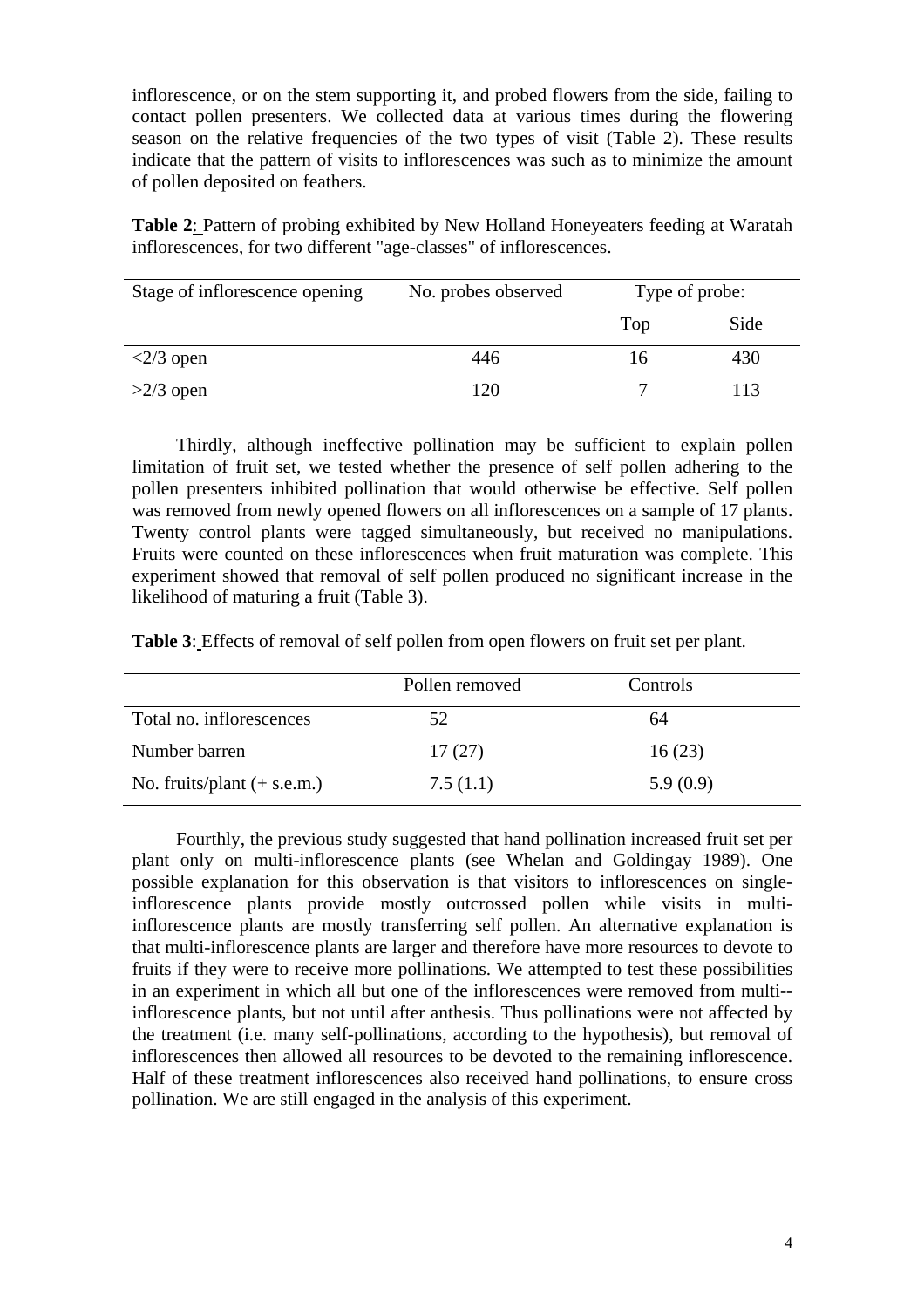inflorescence, or on the stem supporting it, and probed flowers from the side, failing to contact pollen presenters. We collected data at various times during the flowering season on the relative frequencies of the two types of visit (Table 2). These results indicate that the pattern of visits to inflorescences was such as to minimize the amount of pollen deposited on feathers.

**Table 2**: Pattern of probing exhibited by New Holland Honeyeaters feeding at Waratah inflorescences, for two different "age-classes" of inflorescences.

| Stage of inflorescence opening | No. probes observed | Type of probe: | |
|---|---|---|---|
| | | Top | Side |
| <2/3 open | 446 | 16 | 430 |
| >2/3 open | 120 | 7 | 113 |

Thirdly, although ineffective pollination may be sufficient to explain pollen limitation of fruit set, we tested whether the presence of self pollen adhering to the pollen presenters inhibited pollination that would otherwise be effective. Self pollen was removed from newly opened flowers on all inflorescences on a sample of 17 plants. Twenty control plants were tagged simultaneously, but received no manipulations. Fruits were counted on these inflorescences when fruit maturation was complete. This experiment showed that removal of self pollen produced no significant increase in the likelihood of maturing a fruit (Table 3).

**Table 3**: Effects of removal of self pollen from open flowers on fruit set per plant.

| | Pollen removed | Controls |
|---|---|---|
| Total no. inflorescences | 52 | 64 |
| Number barren | 17 (27) | 16 (23) |
| No. fruits/plant (+ s.e.m.) | 7.5 (1.1) | 5.9 (0.9) |

Fourthly, the previous study suggested that hand pollination increased fruit set per plant only on multi-inflorescence plants (see Whelan and Goldingay 1989). One possible explanation for this observation is that visitors to inflorescences on single-inflorescence plants provide mostly outcrossed pollen while visits in multi-inflorescence plants are mostly transferring self pollen. An alternative explanation is that multi-inflorescence plants are larger and therefore have more resources to devote to fruits if they were to receive more pollinations. We attempted to test these possibilities in an experiment in which all but one of the inflorescences were removed from multi--inflorescence plants, but not until after anthesis. Thus pollinations were not affected by the treatment (i.e. many self-pollinations, according to the hypothesis), but removal of inflorescences then allowed all resources to be devoted to the remaining inflorescence. Half of these treatment inflorescences also received hand pollinations, to ensure cross pollination. We are still engaged in the analysis of this experiment.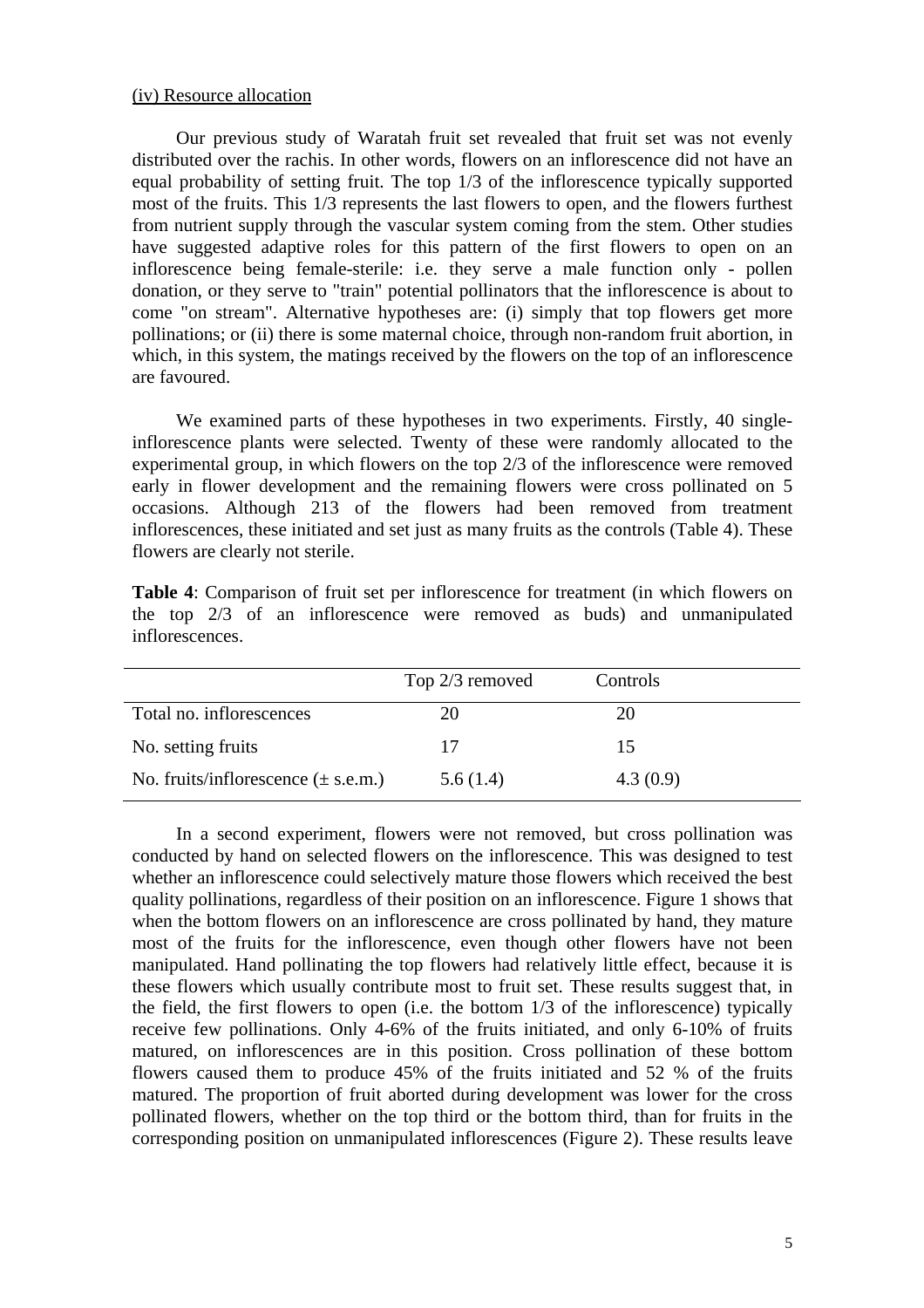(iv) Resource allocation

Our previous study of Waratah fruit set revealed that fruit set was not evenly distributed over the rachis. In other words, flowers on an inflorescence did not have an equal probability of setting fruit. The top 1/3 of the inflorescence typically supported most of the fruits. This 1/3 represents the last flowers to open, and the flowers furthest from nutrient supply through the vascular system coming from the stem. Other studies have suggested adaptive roles for this pattern of the first flowers to open on an inflorescence being female-sterile: i.e. they serve a male function only - pollen donation, or they serve to "train" potential pollinators that the inflorescence is about to come "on stream". Alternative hypotheses are: (i) simply that top flowers get more pollinations; or (ii) there is some maternal choice, through non-random fruit abortion, in which, in this system, the matings received by the flowers on the top of an inflorescence are favoured.

We examined parts of these hypotheses in two experiments. Firstly, 40 single-inflorescence plants were selected. Twenty of these were randomly allocated to the experimental group, in which flowers on the top 2/3 of the inflorescence were removed early in flower development and the remaining flowers were cross pollinated on 5 occasions. Although 213 of the flowers had been removed from treatment inflorescences, these initiated and set just as many fruits as the controls (Table 4). These flowers are clearly not sterile.

**Table 4**: Comparison of fruit set per inflorescence for treatment (in which flowers on the top 2/3 of an inflorescence were removed as buds) and unmanipulated inflorescences.

| | Top 2/3 removed | Controls |
|---|---|---|
| Total no. inflorescences | 20 | 20 |
| No. setting fruits | 17 | 15 |
| No. fruits/inflorescence (± s.e.m.) | 5.6 (1.4) | 4.3 (0.9) |

In a second experiment, flowers were not removed, but cross pollination was conducted by hand on selected flowers on the inflorescence. This was designed to test whether an inflorescence could selectively mature those flowers which received the best quality pollinations, regardless of their position on an inflorescence. Figure 1 shows that when the bottom flowers on an inflorescence are cross pollinated by hand, they mature most of the fruits for the inflorescence, even though other flowers have not been manipulated. Hand pollinating the top flowers had relatively little effect, because it is these flowers which usually contribute most to fruit set. These results suggest that, in the field, the first flowers to open (i.e. the bottom 1/3 of the inflorescence) typically receive few pollinations. Only 4-6% of the fruits initiated, and only 6-10% of fruits matured, on inflorescences are in this position. Cross pollination of these bottom flowers caused them to produce 45% of the fruits initiated and 52 % of the fruits matured. The proportion of fruit aborted during development was lower for the cross pollinated flowers, whether on the top third or the bottom third, than for fruits in the corresponding position on unmanipulated inflorescences (Figure 2). These results leave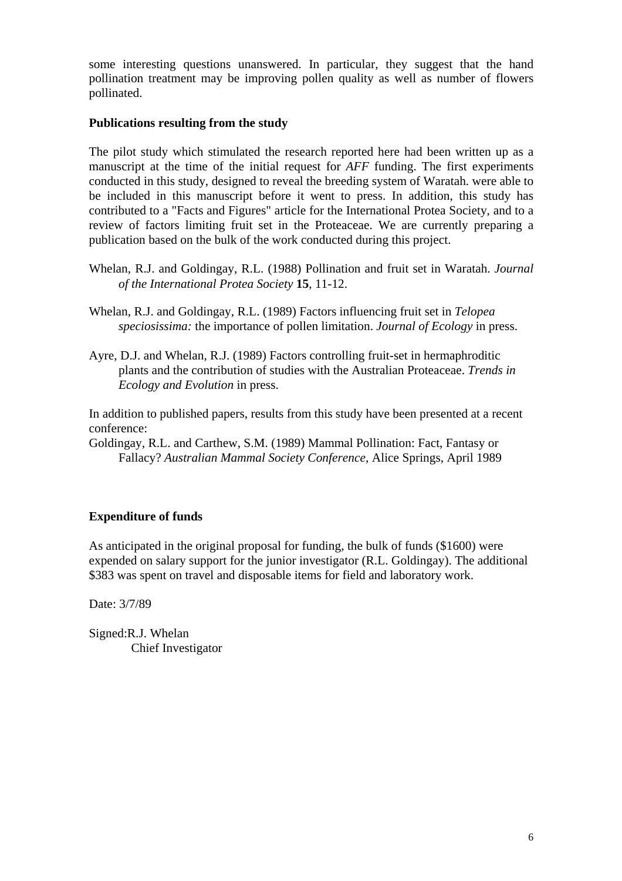some interesting questions unanswered. In particular, they suggest that the hand pollination treatment may be improving pollen quality as well as number of flowers pollinated.

**Publications resulting from the study**

The pilot study which stimulated the research reported here had been written up as a manuscript at the time of the initial request for *AFF* funding. The first experiments conducted in this study, designed to reveal the breeding system of Waratah. were able to be included in this manuscript before it went to press. In addition, this study has contributed to a "Facts and Figures" article for the International Protea Society, and to a review of factors limiting fruit set in the Proteaceae. We are currently preparing a publication based on the bulk of the work conducted during this project.

Whelan, R.J. and Goldingay, R.L. (1988) Pollination and fruit set in Waratah. *Journal of the International Protea Society* **15**, 11-12.

Whelan, R.J. and Goldingay, R.L. (1989) Factors influencing fruit set in *Telopea speciosissima:* the importance of pollen limitation. *Journal of Ecology* in press.

Ayre, D.J. and Whelan, R.J. (1989) Factors controlling fruit-set in hermaphroditic plants and the contribution of studies with the Australian Proteaceae. *Trends in Ecology and Evolution* in press.

In addition to published papers, results from this study have been presented at a recent conference:

Goldingay, R.L. and Carthew, S.M. (1989) Mammal Pollination: Fact, Fantasy or Fallacy? *Australian Mammal Society Conference,* Alice Springs, April 1989

**Expenditure of funds**

As anticipated in the original proposal for funding, the bulk of funds ($1600) were expended on salary support for the junior investigator (R.L. Goldingay). The additional $383 was spent on travel and disposable items for field and laboratory work.

Date: 3/7/89

Signed:R.J. Whelan
Chief Investigator